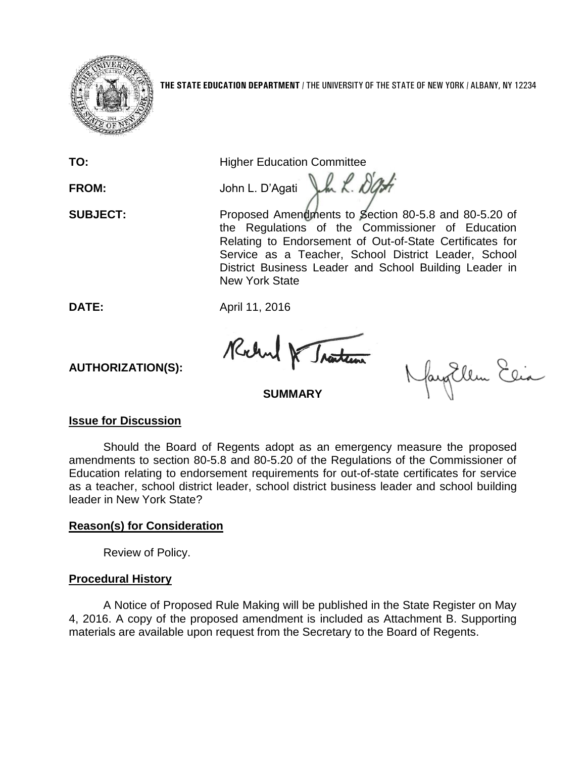**THE STATE EDUCATION DEPARTMENT** / THE UNIVERSITY OF THE STATE OF NEW YORK / ALBANY, NY 12234

**TO:** Higher Education Committee

**FROM:** John L. D'Agati

**SUBJECT:** Proposed Amendments to Section 80-5.8 and 80-5.20 of the Regulations of the Commissioner of Education Relating to Endorsement of Out-of-State Certificates for Service as a Teacher, School District Leader, School District Business Leader and School Building Leader in New York State

**DATE:** April 11, 2016

**AUTHORIZATION(S):**

**SUMMARY**

**Issue for Discussion**

Should the Board of Regents adopt as an emergency measure the proposed amendments to section 80-5.8 and 80-5.20 of the Regulations of the Commissioner of Education relating to endorsement requirements for out-of-state certificates for service as a teacher, school district leader, school district business leader and school building leader in New York State?

**Reason(s) for Consideration**

Review of Policy.

**Procedural History**

A Notice of Proposed Rule Making will be published in the State Register on May 4, 2016. A copy of the proposed amendment is included as Attachment B. Supporting materials are available upon request from the Secretary to the Board of Regents.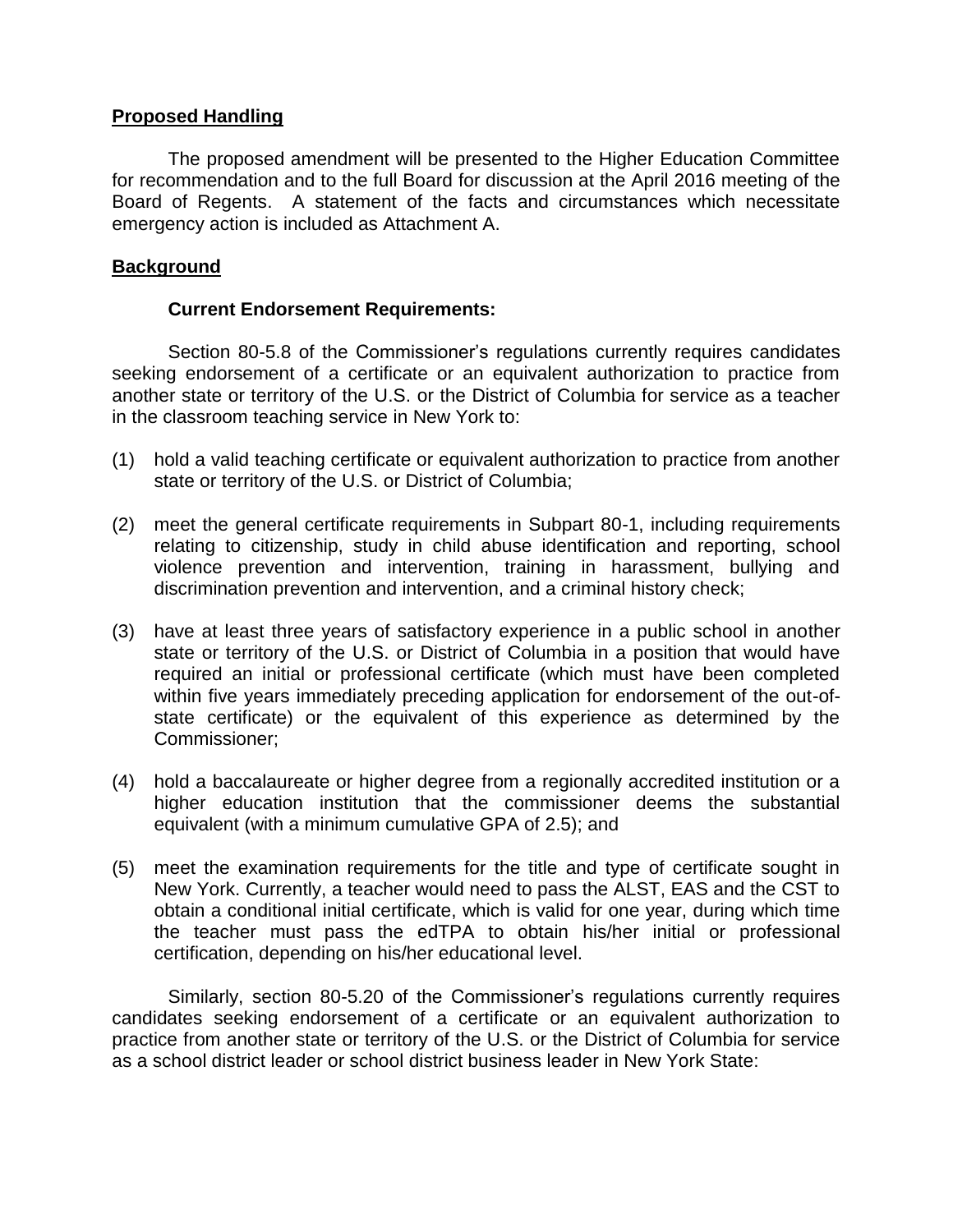## Proposed Handling

The proposed amendment will be presented to the Higher Education Committee for recommendation and to the full Board for discussion at the April 2016 meeting of the Board of Regents. A statement of the facts and circumstances which necessitate emergency action is included as Attachment A.

## Background

### Current Endorsement Requirements:

Section 80-5.8 of the Commissioner's regulations currently requires candidates seeking endorsement of a certificate or an equivalent authorization to practice from another state or territory of the U.S. or the District of Columbia for service as a teacher in the classroom teaching service in New York to:

(1) hold a valid teaching certificate or equivalent authorization to practice from another state or territory of the U.S. or District of Columbia;

(2) meet the general certificate requirements in Subpart 80-1, including requirements relating to citizenship, study in child abuse identification and reporting, school violence prevention and intervention, training in harassment, bullying and discrimination prevention and intervention, and a criminal history check;

(3) have at least three years of satisfactory experience in a public school in another state or territory of the U.S. or District of Columbia in a position that would have required an initial or professional certificate (which must have been completed within five years immediately preceding application for endorsement of the out-of-state certificate) or the equivalent of this experience as determined by the Commissioner;

(4) hold a baccalaureate or higher degree from a regionally accredited institution or a higher education institution that the commissioner deems the substantial equivalent (with a minimum cumulative GPA of 2.5); and

(5) meet the examination requirements for the title and type of certificate sought in New York. Currently, a teacher would need to pass the ALST, EAS and the CST to obtain a conditional initial certificate, which is valid for one year, during which time the teacher must pass the edTPA to obtain his/her initial or professional certification, depending on his/her educational level.

Similarly, section 80-5.20 of the Commissioner's regulations currently requires candidates seeking endorsement of a certificate or an equivalent authorization to practice from another state or territory of the U.S. or the District of Columbia for service as a school district leader or school district business leader in New York State: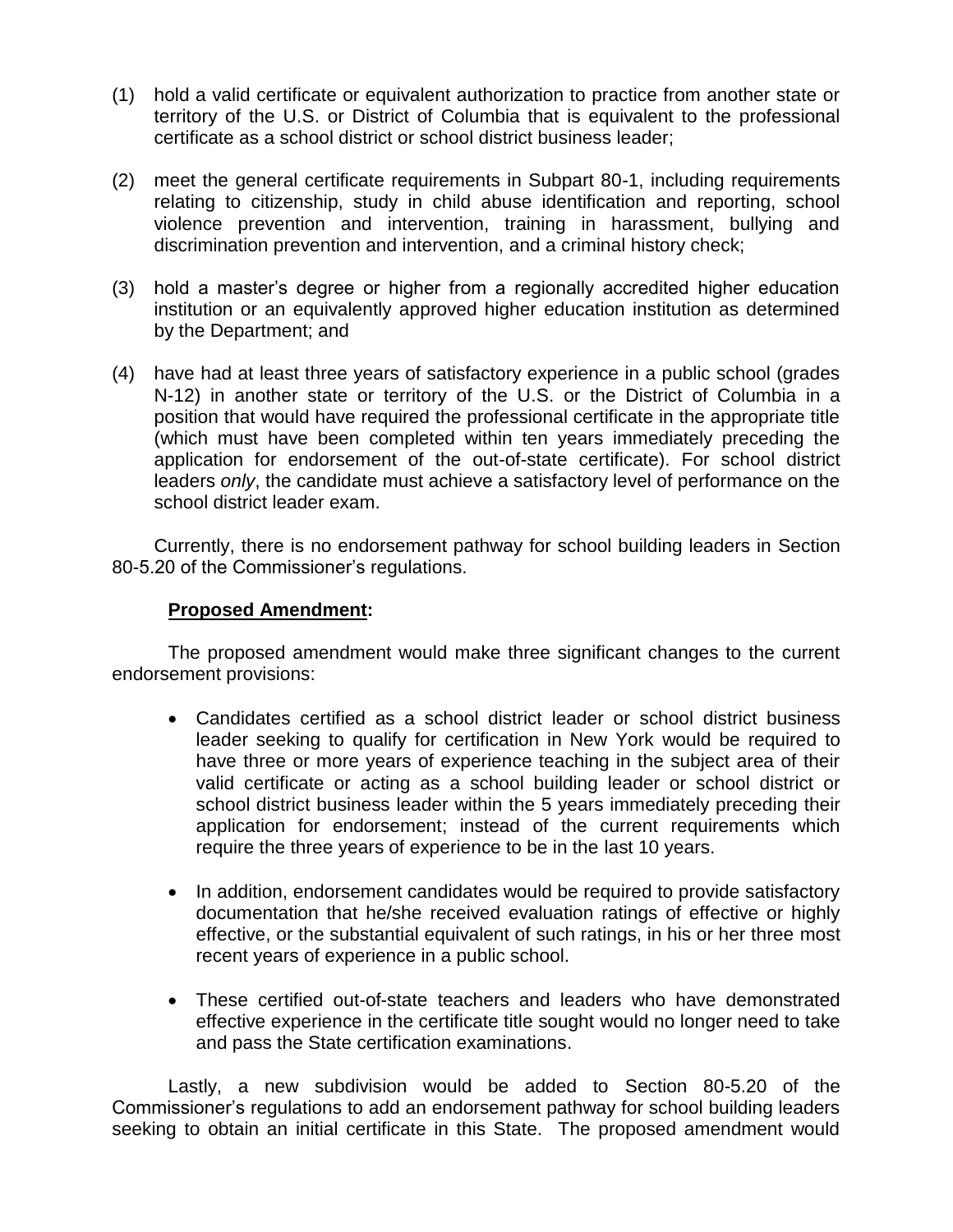(1) hold a valid certificate or equivalent authorization to practice from another state or territory of the U.S. or District of Columbia that is equivalent to the professional certificate as a school district or school district business leader;

(2) meet the general certificate requirements in Subpart 80-1, including requirements relating to citizenship, study in child abuse identification and reporting, school violence prevention and intervention, training in harassment, bullying and discrimination prevention and intervention, and a criminal history check;

(3) hold a master's degree or higher from a regionally accredited higher education institution or an equivalently approved higher education institution as determined by the Department; and

(4) have had at least three years of satisfactory experience in a public school (grades N-12) in another state or territory of the U.S. or the District of Columbia in a position that would have required the professional certificate in the appropriate title (which must have been completed within ten years immediately preceding the application for endorsement of the out-of-state certificate). For school district leaders *only*, the candidate must achieve a satisfactory level of performance on the school district leader exam.

Currently, there is no endorsement pathway for school building leaders in Section 80-5.20 of the Commissioner's regulations.

**Proposed Amendment:**

The proposed amendment would make three significant changes to the current endorsement provisions:

- Candidates certified as a school district leader or school district business leader seeking to qualify for certification in New York would be required to have three or more years of experience teaching in the subject area of their valid certificate or acting as a school building leader or school district or school district business leader within the 5 years immediately preceding their application for endorsement; instead of the current requirements which require the three years of experience to be in the last 10 years.

- In addition, endorsement candidates would be required to provide satisfactory documentation that he/she received evaluation ratings of effective or highly effective, or the substantial equivalent of such ratings, in his or her three most recent years of experience in a public school.

- These certified out-of-state teachers and leaders who have demonstrated effective experience in the certificate title sought would no longer need to take and pass the State certification examinations.

Lastly, a new subdivision would be added to Section 80-5.20 of the Commissioner's regulations to add an endorsement pathway for school building leaders seeking to obtain an initial certificate in this State. The proposed amendment would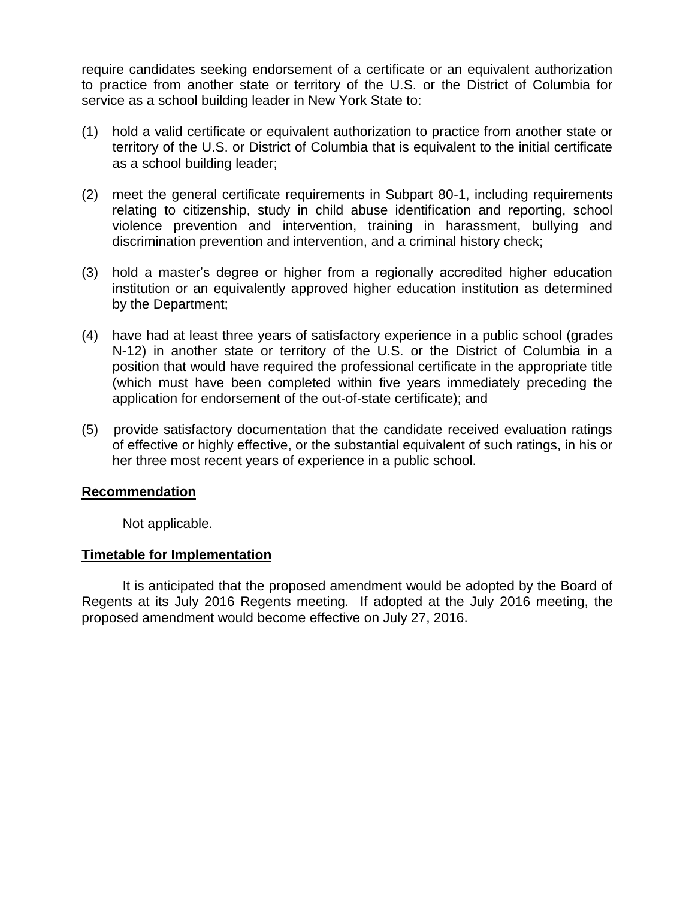require candidates seeking endorsement of a certificate or an equivalent authorization to practice from another state or territory of the U.S. or the District of Columbia for service as a school building leader in New York State to:

(1) hold a valid certificate or equivalent authorization to practice from another state or territory of the U.S. or District of Columbia that is equivalent to the initial certificate as a school building leader;

(2) meet the general certificate requirements in Subpart 80-1, including requirements relating to citizenship, study in child abuse identification and reporting, school violence prevention and intervention, training in harassment, bullying and discrimination prevention and intervention, and a criminal history check;

(3) hold a master's degree or higher from a regionally accredited higher education institution or an equivalently approved higher education institution as determined by the Department;

(4) have had at least three years of satisfactory experience in a public school (grades N-12) in another state or territory of the U.S. or the District of Columbia in a position that would have required the professional certificate in the appropriate title (which must have been completed within five years immediately preceding the application for endorsement of the out-of-state certificate); and

(5) provide satisfactory documentation that the candidate received evaluation ratings of effective or highly effective, or the substantial equivalent of such ratings, in his or her three most recent years of experience in a public school.

**Recommendation**

Not applicable.

**Timetable for Implementation**

It is anticipated that the proposed amendment would be adopted by the Board of Regents at its July 2016 Regents meeting. If adopted at the July 2016 meeting, the proposed amendment would become effective on July 27, 2016.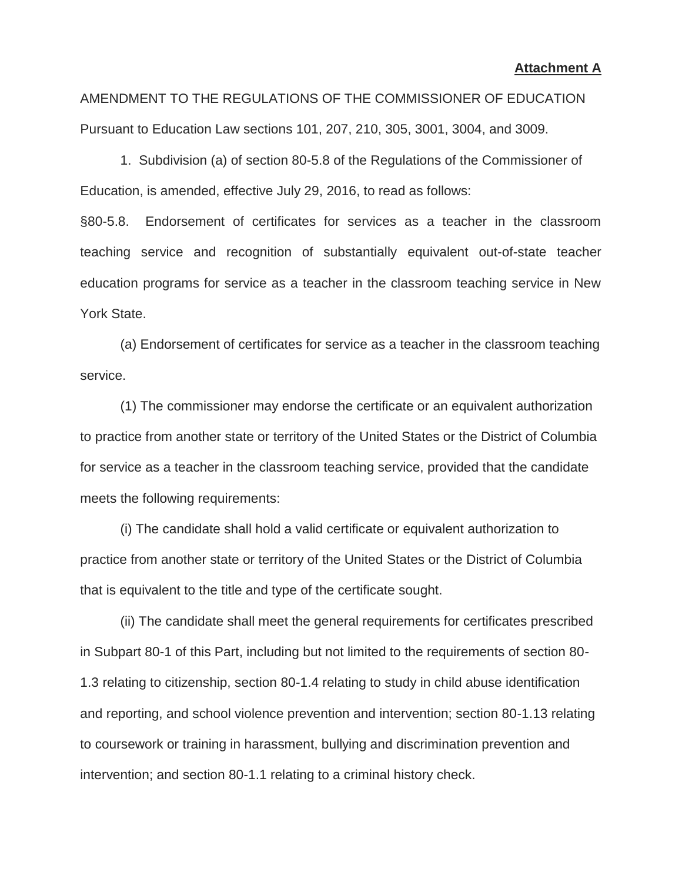**Attachment A**

AMENDMENT TO THE REGULATIONS OF THE COMMISSIONER OF EDUCATION

Pursuant to Education Law sections 101, 207, 210, 305, 3001, 3004, and 3009.

1. Subdivision (a) of section 80-5.8 of the Regulations of the Commissioner of Education, is amended, effective July 29, 2016, to read as follows:

§80-5.8. Endorsement of certificates for services as a teacher in the classroom teaching service and recognition of substantially equivalent out-of-state teacher education programs for service as a teacher in the classroom teaching service in New York State.

(a) Endorsement of certificates for service as a teacher in the classroom teaching service.

(1) The commissioner may endorse the certificate or an equivalent authorization to practice from another state or territory of the United States or the District of Columbia for service as a teacher in the classroom teaching service, provided that the candidate meets the following requirements:

(i) The candidate shall hold a valid certificate or equivalent authorization to practice from another state or territory of the United States or the District of Columbia that is equivalent to the title and type of the certificate sought.

(ii) The candidate shall meet the general requirements for certificates prescribed in Subpart 80-1 of this Part, including but not limited to the requirements of section 80-1.3 relating to citizenship, section 80-1.4 relating to study in child abuse identification and reporting, and school violence prevention and intervention; section 80-1.13 relating to coursework or training in harassment, bullying and discrimination prevention and intervention; and section 80-1.1 relating to a criminal history check.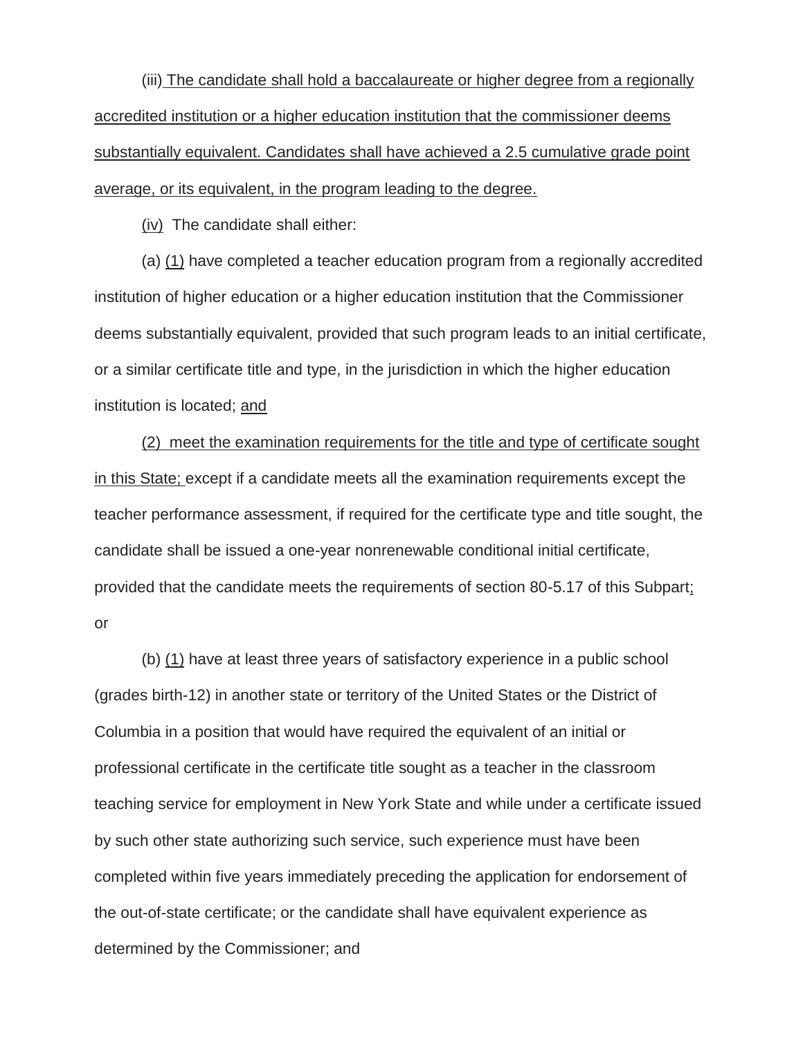(iii) The candidate shall hold a baccalaureate or higher degree from a regionally accredited institution or a higher education institution that the commissioner deems substantially equivalent. Candidates shall have achieved a 2.5 cumulative grade point average, or its equivalent, in the program leading to the degree.

(iv) The candidate shall either:

(a) (1) have completed a teacher education program from a regionally accredited institution of higher education or a higher education institution that the Commissioner deems substantially equivalent, provided that such program leads to an initial certificate, or a similar certificate title and type, in the jurisdiction in which the higher education institution is located; and

(2) meet the examination requirements for the title and type of certificate sought in this State; except if a candidate meets all the examination requirements except the teacher performance assessment, if required for the certificate type and title sought, the candidate shall be issued a one-year nonrenewable conditional initial certificate, provided that the candidate meets the requirements of section 80-5.17 of this Subpart; or

(b) (1) have at least three years of satisfactory experience in a public school (grades birth-12) in another state or territory of the United States or the District of Columbia in a position that would have required the equivalent of an initial or professional certificate in the certificate title sought as a teacher in the classroom teaching service for employment in New York State and while under a certificate issued by such other state authorizing such service, such experience must have been completed within five years immediately preceding the application for endorsement of the out-of-state certificate; or the candidate shall have equivalent experience as determined by the Commissioner; and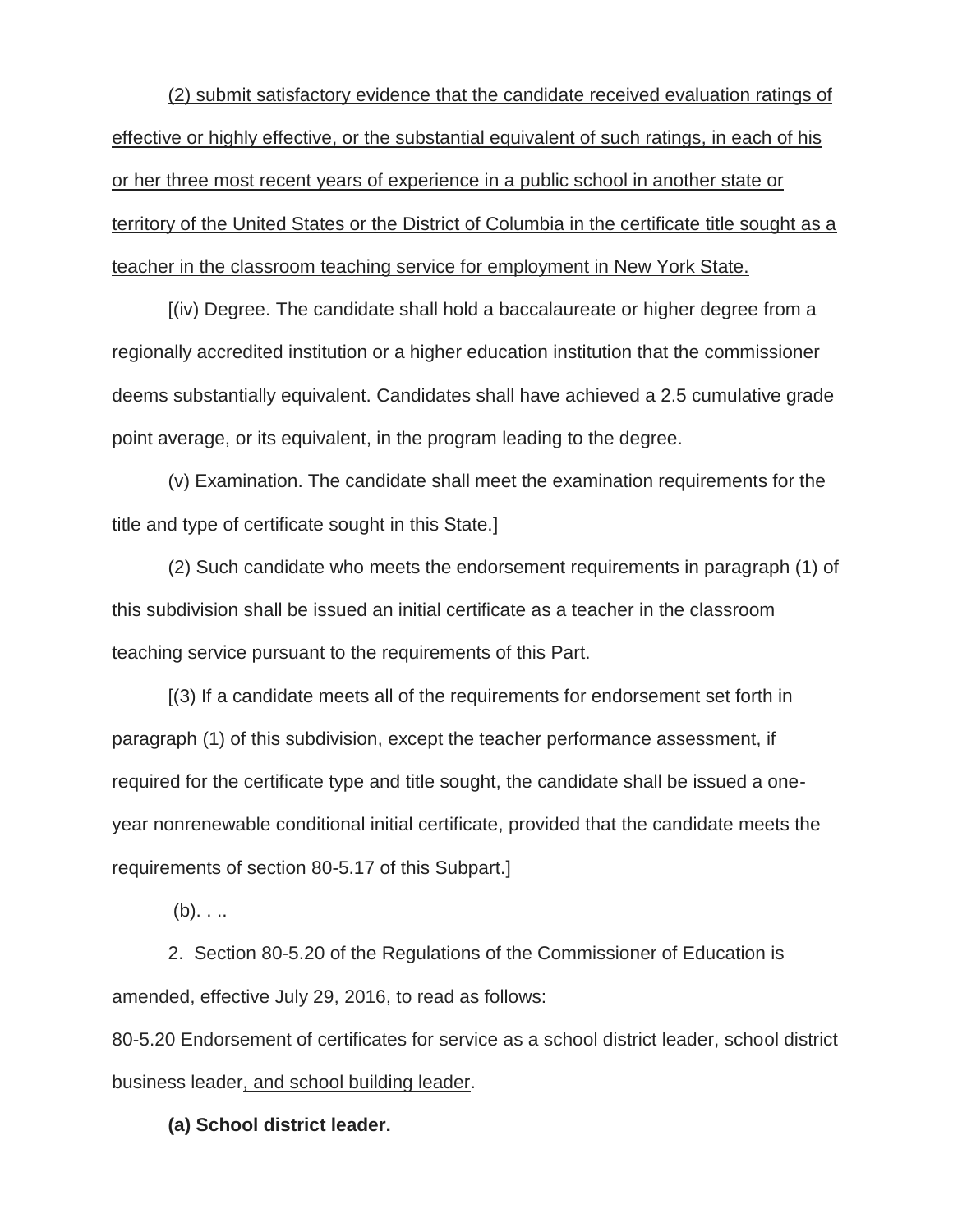(2) submit satisfactory evidence that the candidate received evaluation ratings of effective or highly effective, or the substantial equivalent of such ratings, in each of his or her three most recent years of experience in a public school in another state or territory of the United States or the District of Columbia in the certificate title sought as a teacher in the classroom teaching service for employment in New York State.

[(iv) Degree. The candidate shall hold a baccalaureate or higher degree from a regionally accredited institution or a higher education institution that the commissioner deems substantially equivalent. Candidates shall have achieved a 2.5 cumulative grade point average, or its equivalent, in the program leading to the degree.

(v) Examination. The candidate shall meet the examination requirements for the title and type of certificate sought in this State.]

(2) Such candidate who meets the endorsement requirements in paragraph (1) of this subdivision shall be issued an initial certificate as a teacher in the classroom teaching service pursuant to the requirements of this Part.

[(3) If a candidate meets all of the requirements for endorsement set forth in paragraph (1) of this subdivision, except the teacher performance assessment, if required for the certificate type and title sought, the candidate shall be issued a one-year nonrenewable conditional initial certificate, provided that the candidate meets the requirements of section 80-5.17 of this Subpart.]

(b). . ..

2. Section 80-5.20 of the Regulations of the Commissioner of Education is amended, effective July 29, 2016, to read as follows:

80-5.20 Endorsement of certificates for service as a school district leader, school district business leader, and school building leader.

**(a) School district leader.**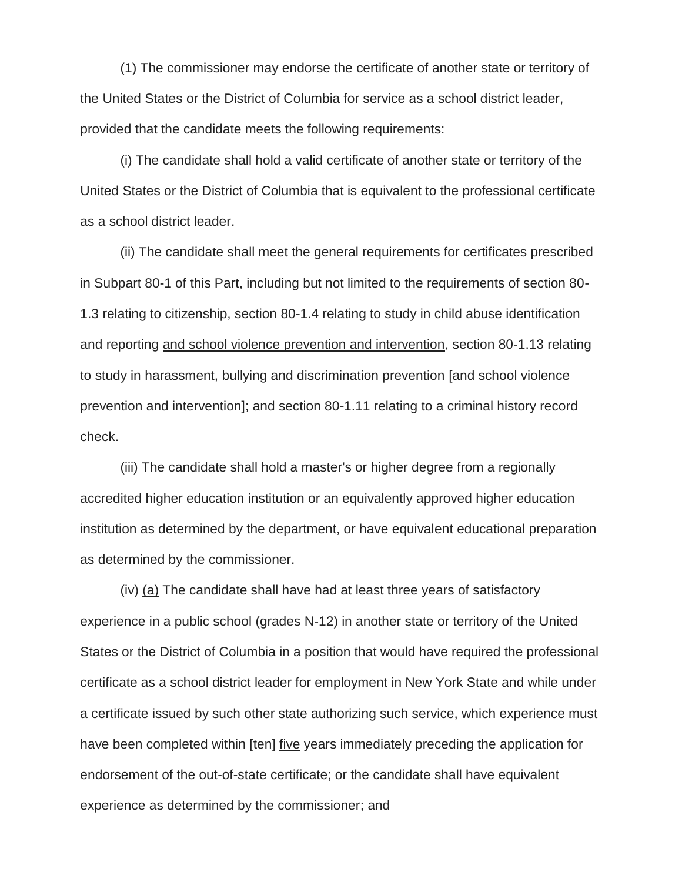(1) The commissioner may endorse the certificate of another state or territory of the United States or the District of Columbia for service as a school district leader, provided that the candidate meets the following requirements:

(i) The candidate shall hold a valid certificate of another state or territory of the United States or the District of Columbia that is equivalent to the professional certificate as a school district leader.

(ii) The candidate shall meet the general requirements for certificates prescribed in Subpart 80-1 of this Part, including but not limited to the requirements of section 80-1.3 relating to citizenship, section 80-1.4 relating to study in child abuse identification and reporting <u>and school violence prevention and intervention</u>, section 80-1.13 relating to study in harassment, bullying and discrimination prevention [and school violence prevention and intervention]; and section 80-1.11 relating to a criminal history record check.

(iii) The candidate shall hold a master's or higher degree from a regionally accredited higher education institution or an equivalently approved higher education institution as determined by the department, or have equivalent educational preparation as determined by the commissioner.

(iv) <u>(a)</u> The candidate shall have had at least three years of satisfactory experience in a public school (grades N-12) in another state or territory of the United States or the District of Columbia in a position that would have required the professional certificate as a school district leader for employment in New York State and while under a certificate issued by such other state authorizing such service, which experience must have been completed within [ten] <u>five</u> years immediately preceding the application for endorsement of the out-of-state certificate; or the candidate shall have equivalent experience as determined by the commissioner; and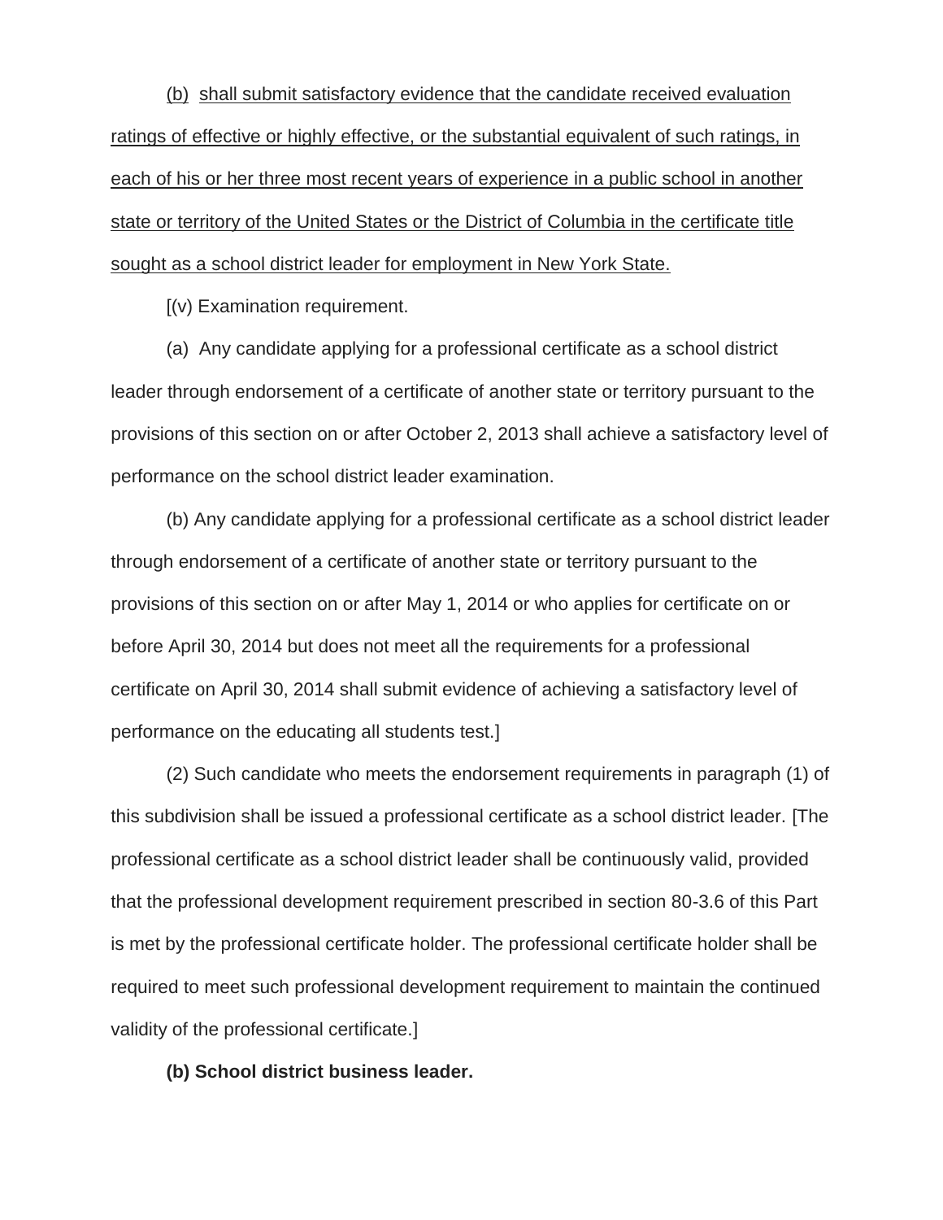(b) shall submit satisfactory evidence that the candidate received evaluation ratings of effective or highly effective, or the substantial equivalent of such ratings, in each of his or her three most recent years of experience in a public school in another state or territory of the United States or the District of Columbia in the certificate title sought as a school district leader for employment in New York State.

[(v) Examination requirement.

(a) Any candidate applying for a professional certificate as a school district leader through endorsement of a certificate of another state or territory pursuant to the provisions of this section on or after October 2, 2013 shall achieve a satisfactory level of performance on the school district leader examination.

(b) Any candidate applying for a professional certificate as a school district leader through endorsement of a certificate of another state or territory pursuant to the provisions of this section on or after May 1, 2014 or who applies for certificate on or before April 30, 2014 but does not meet all the requirements for a professional certificate on April 30, 2014 shall submit evidence of achieving a satisfactory level of performance on the educating all students test.]

(2) Such candidate who meets the endorsement requirements in paragraph (1) of this subdivision shall be issued a professional certificate as a school district leader. [The professional certificate as a school district leader shall be continuously valid, provided that the professional development requirement prescribed in section 80-3.6 of this Part is met by the professional certificate holder. The professional certificate holder shall be required to meet such professional development requirement to maintain the continued validity of the professional certificate.]

**(b) School district business leader.**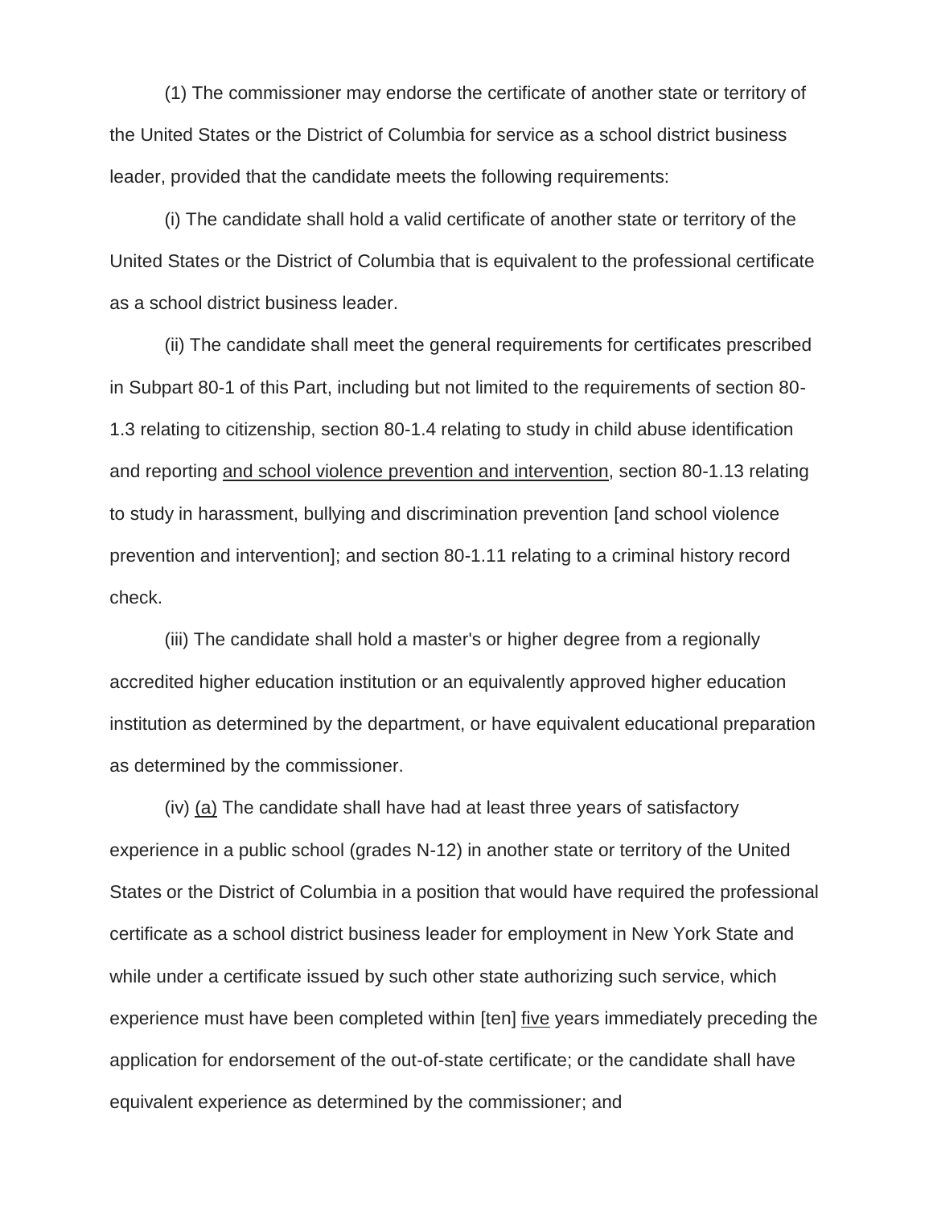(1) The commissioner may endorse the certificate of another state or territory of the United States or the District of Columbia for service as a school district business leader, provided that the candidate meets the following requirements:

(i) The candidate shall hold a valid certificate of another state or territory of the United States or the District of Columbia that is equivalent to the professional certificate as a school district business leader.

(ii) The candidate shall meet the general requirements for certificates prescribed in Subpart 80-1 of this Part, including but not limited to the requirements of section 80-1.3 relating to citizenship, section 80-1.4 relating to study in child abuse identification and reporting <u>and school violence prevention and intervention</u>, section 80-1.13 relating to study in harassment, bullying and discrimination prevention [and school violence prevention and intervention]; and section 80-1.11 relating to a criminal history record check.

(iii) The candidate shall hold a master's or higher degree from a regionally accredited higher education institution or an equivalently approved higher education institution as determined by the department, or have equivalent educational preparation as determined by the commissioner.

(iv) <u>(a)</u> The candidate shall have had at least three years of satisfactory experience in a public school (grades N-12) in another state or territory of the United States or the District of Columbia in a position that would have required the professional certificate as a school district business leader for employment in New York State and while under a certificate issued by such other state authorizing such service, which experience must have been completed within [ten] <u>five</u> years immediately preceding the application for endorsement of the out-of-state certificate; or the candidate shall have equivalent experience as determined by the commissioner; and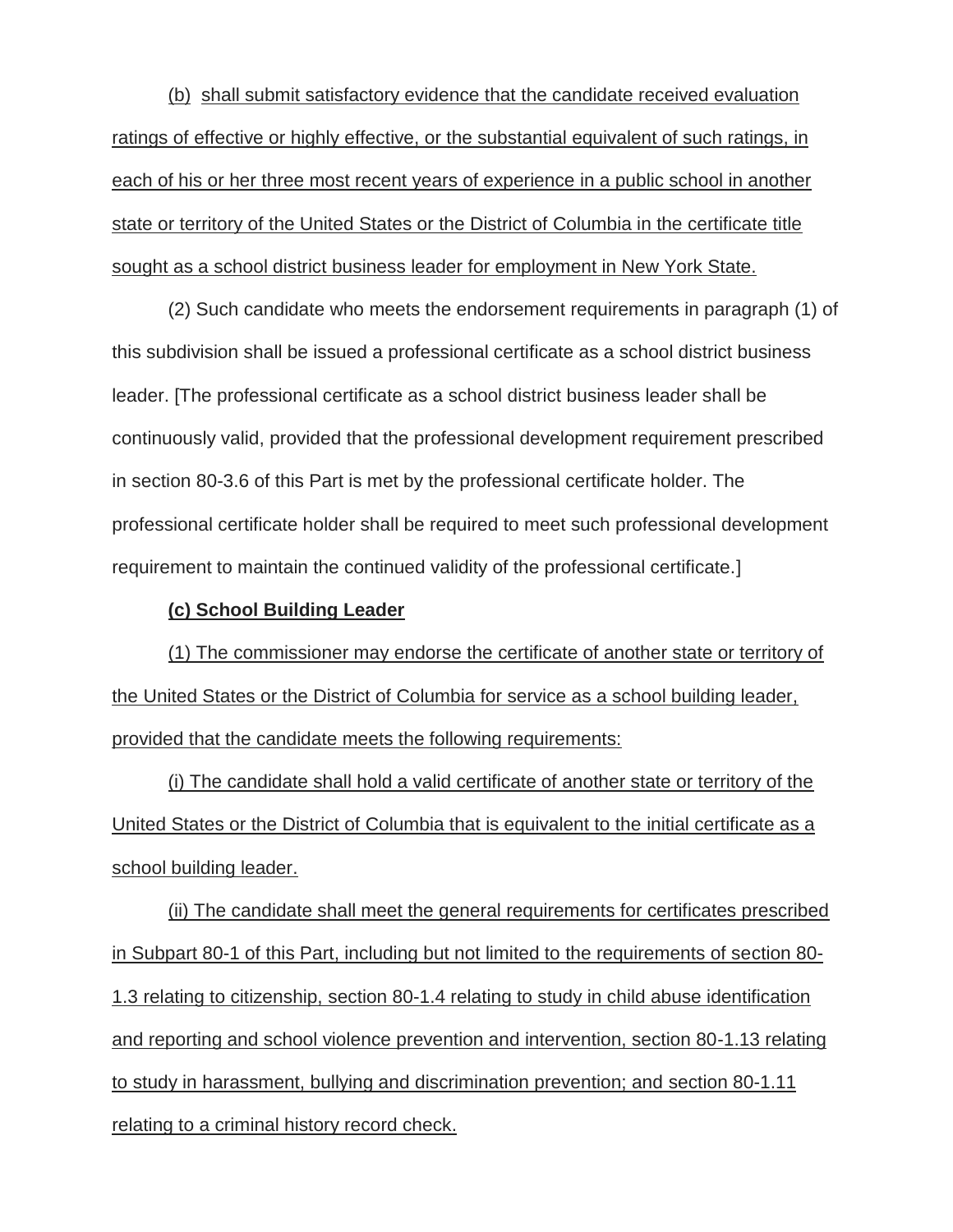(b) shall submit satisfactory evidence that the candidate received evaluation ratings of effective or highly effective, or the substantial equivalent of such ratings, in each of his or her three most recent years of experience in a public school in another state or territory of the United States or the District of Columbia in the certificate title sought as a school district business leader for employment in New York State.

(2) Such candidate who meets the endorsement requirements in paragraph (1) of this subdivision shall be issued a professional certificate as a school district business leader. [The professional certificate as a school district business leader shall be continuously valid, provided that the professional development requirement prescribed in section 80-3.6 of this Part is met by the professional certificate holder. The professional certificate holder shall be required to meet such professional development requirement to maintain the continued validity of the professional certificate.]

**(c) School Building Leader**

(1) The commissioner may endorse the certificate of another state or territory of the United States or the District of Columbia for service as a school building leader, provided that the candidate meets the following requirements:

(i) The candidate shall hold a valid certificate of another state or territory of the United States or the District of Columbia that is equivalent to the initial certificate as a school building leader.

(ii) The candidate shall meet the general requirements for certificates prescribed in Subpart 80-1 of this Part, including but not limited to the requirements of section 80-1.3 relating to citizenship, section 80-1.4 relating to study in child abuse identification and reporting and school violence prevention and intervention, section 80-1.13 relating to study in harassment, bullying and discrimination prevention; and section 80-1.11 relating to a criminal history record check.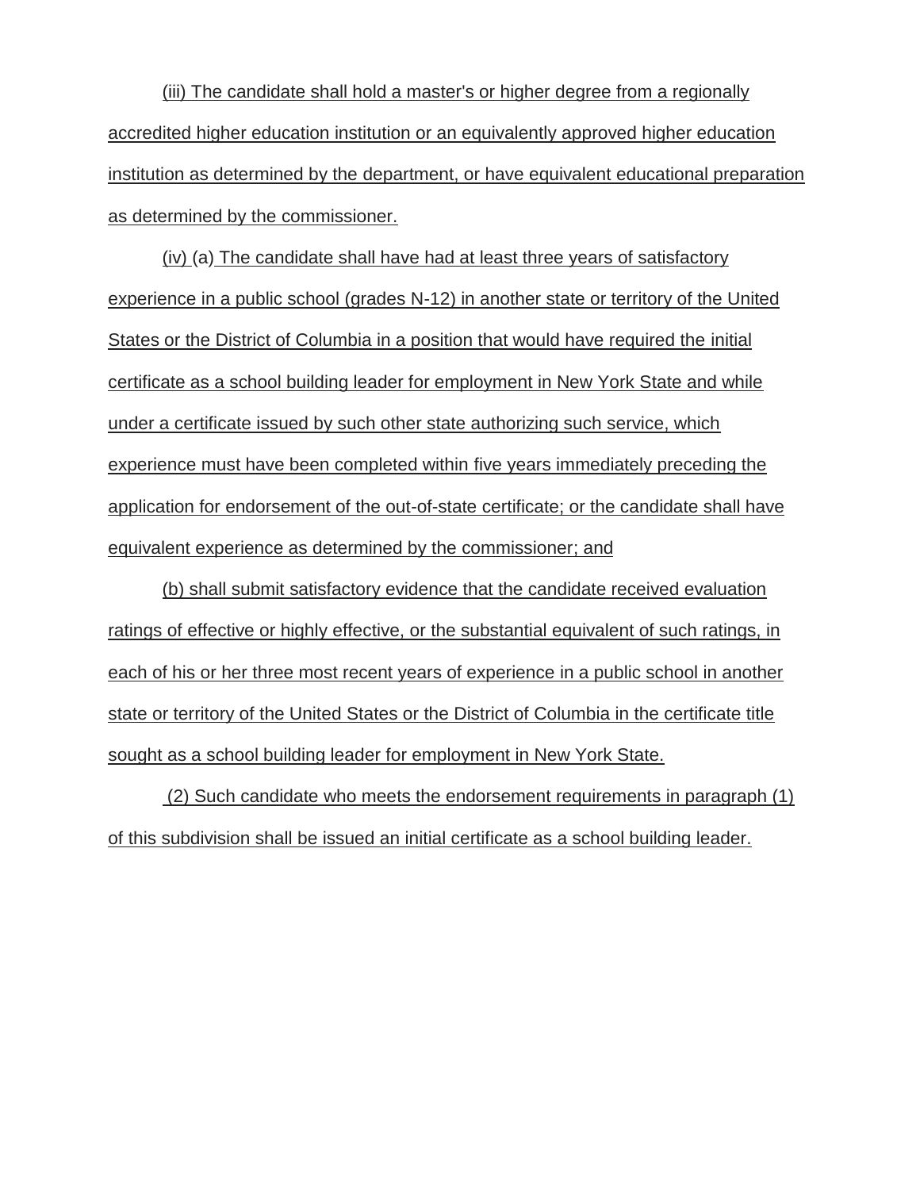(iii) The candidate shall hold a master's or higher degree from a regionally accredited higher education institution or an equivalently approved higher education institution as determined by the department, or have equivalent educational preparation as determined by the commissioner.

(iv) (a) The candidate shall have had at least three years of satisfactory experience in a public school (grades N-12) in another state or territory of the United States or the District of Columbia in a position that would have required the initial certificate as a school building leader for employment in New York State and while under a certificate issued by such other state authorizing such service, which experience must have been completed within five years immediately preceding the application for endorsement of the out-of-state certificate; or the candidate shall have equivalent experience as determined by the commissioner; and

(b) shall submit satisfactory evidence that the candidate received evaluation ratings of effective or highly effective, or the substantial equivalent of such ratings, in each of his or her three most recent years of experience in a public school in another state or territory of the United States or the District of Columbia in the certificate title sought as a school building leader for employment in New York State.

(2) Such candidate who meets the endorsement requirements in paragraph (1) of this subdivision shall be issued an initial certificate as a school building leader.